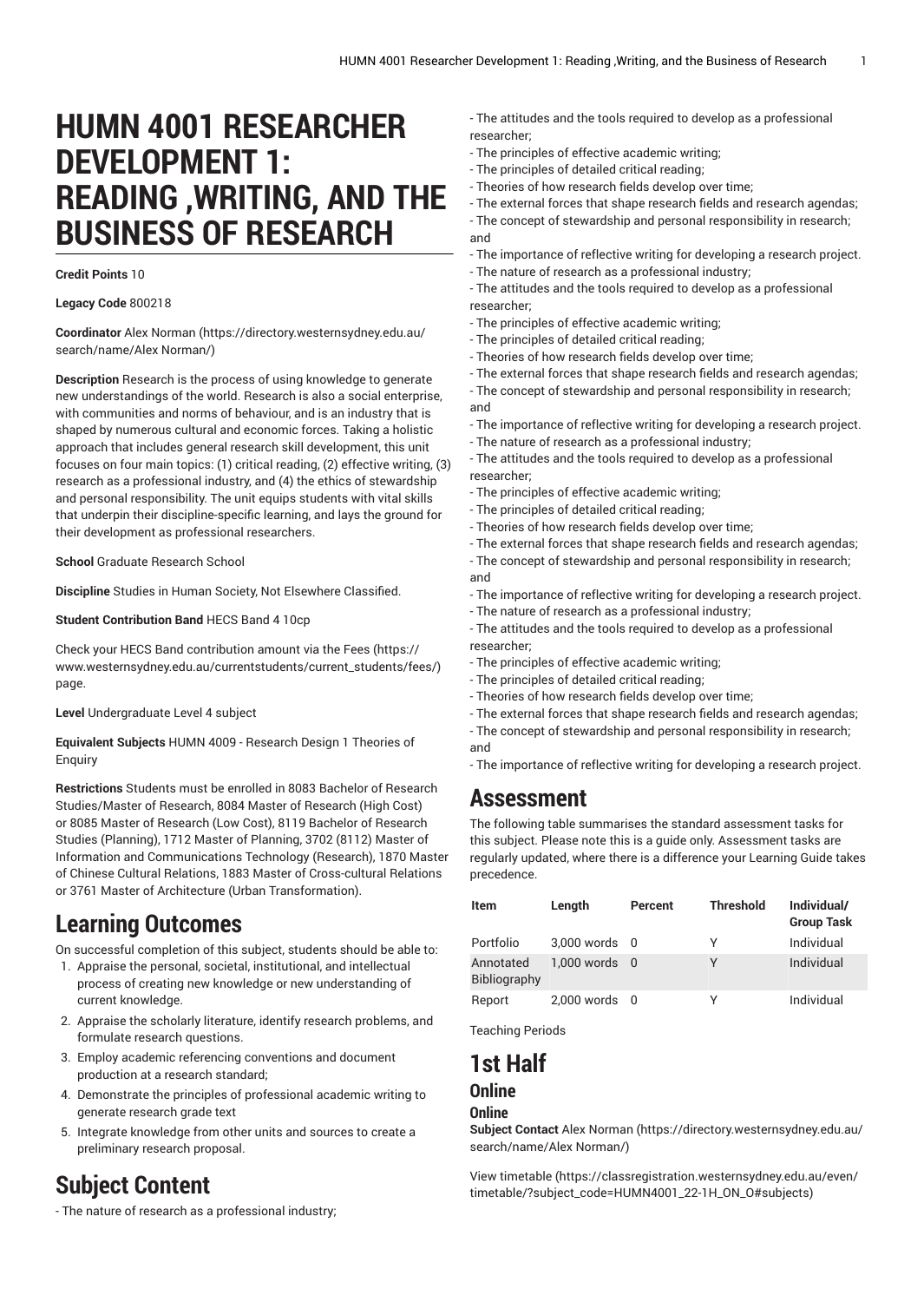# HUMN 4001 RESEARCHER DEVELOPMENT 1: READING ,WRITING, AND THE BUSINESS OF RESEARCH

**Credit Points** 10

**Legacy Code** 800218

**Coordinator** Alex Norman (https://directory.westernsydney.edu.au/search/name/Alex Norman/)

**Description** Research is the process of using knowledge to generate new understandings of the world. Research is also a social enterprise, with communities and norms of behaviour, and is an industry that is shaped by numerous cultural and economic forces. Taking a holistic approach that includes general research skill development, this unit focuses on four main topics: (1) critical reading, (2) effective writing, (3) research as a professional industry, and (4) the ethics of stewardship and personal responsibility. The unit equips students with vital skills that underpin their discipline-specific learning, and lays the ground for their development as professional researchers.

**School** Graduate Research School

**Discipline** Studies in Human Society, Not Elsewhere Classified.

**Student Contribution Band** HECS Band 4 10cp

Check your HECS Band contribution amount via the Fees (https://www.westernsydney.edu.au/currentstudents/current_students/fees/) page.

**Level** Undergraduate Level 4 subject

**Equivalent Subjects** HUMN 4009 - Research Design 1 Theories of Enquiry

**Restrictions** Students must be enrolled in 8083 Bachelor of Research Studies/Master of Research, 8084 Master of Research (High Cost) or 8085 Master of Research (Low Cost), 8119 Bachelor of Research Studies (Planning), 1712 Master of Planning, 3702 (8112) Master of Information and Communications Technology (Research), 1870 Master of Chinese Cultural Relations, 1883 Master of Cross-cultural Relations or 3761 Master of Architecture (Urban Transformation).

## Learning Outcomes

On successful completion of this subject, students should be able to:

1. Appraise the personal, societal, institutional, and intellectual process of creating new knowledge or new understanding of current knowledge.
2. Appraise the scholarly literature, identify research problems, and formulate research questions.
3. Employ academic referencing conventions and document production at a research standard;
4. Demonstrate the principles of professional academic writing to generate research grade text
5. Integrate knowledge from other units and sources to create a preliminary research proposal.

## Subject Content

- The nature of research as a professional industry;
- The attitudes and the tools required to develop as a professional researcher;
- The principles of effective academic writing;
- The principles of detailed critical reading;
- Theories of how research fields develop over time;
- The external forces that shape research fields and research agendas;
- The concept of stewardship and personal responsibility in research; and
- The importance of reflective writing for developing a research project.
- The nature of research as a professional industry;
- The attitudes and the tools required to develop as a professional researcher;
- The principles of effective academic writing;
- The principles of detailed critical reading;
- Theories of how research fields develop over time;
- The external forces that shape research fields and research agendas;
- The concept of stewardship and personal responsibility in research; and
- The importance of reflective writing for developing a research project.
- The nature of research as a professional industry;
- The attitudes and the tools required to develop as a professional researcher;
- The principles of effective academic writing;
- The principles of detailed critical reading;
- Theories of how research fields develop over time;
- The external forces that shape research fields and research agendas;
- The concept of stewardship and personal responsibility in research; and
- The importance of reflective writing for developing a research project.
- The nature of research as a professional industry;
- The attitudes and the tools required to develop as a professional researcher;
- The principles of effective academic writing;
- The principles of detailed critical reading;
- Theories of how research fields develop over time;
- The external forces that shape research fields and research agendas;
- The concept of stewardship and personal responsibility in research; and
- The importance of reflective writing for developing a research project.

## Assessment

The following table summarises the standard assessment tasks for this subject. Please note this is a guide only. Assessment tasks are regularly updated, where there is a difference your Learning Guide takes precedence.

| Item | Length | Percent | Threshold | Individual/ Group Task |
|---|---|---|---|---|
| Portfolio | 3,000 words | 0 | Y | Individual |
| Annotated Bibliography | 1,000 words | 0 | Y | Individual |
| Report | 2,000 words | 0 | Y | Individual |

Teaching Periods

## 1st Half

### Online

#### Online

**Subject Contact** Alex Norman (https://directory.westernsydney.edu.au/search/name/Alex Norman/)

View timetable (https://classregistration.westernsydney.edu.au/even/timetable/?subject_code=HUMN4001_22-1H_ON_O#subjects)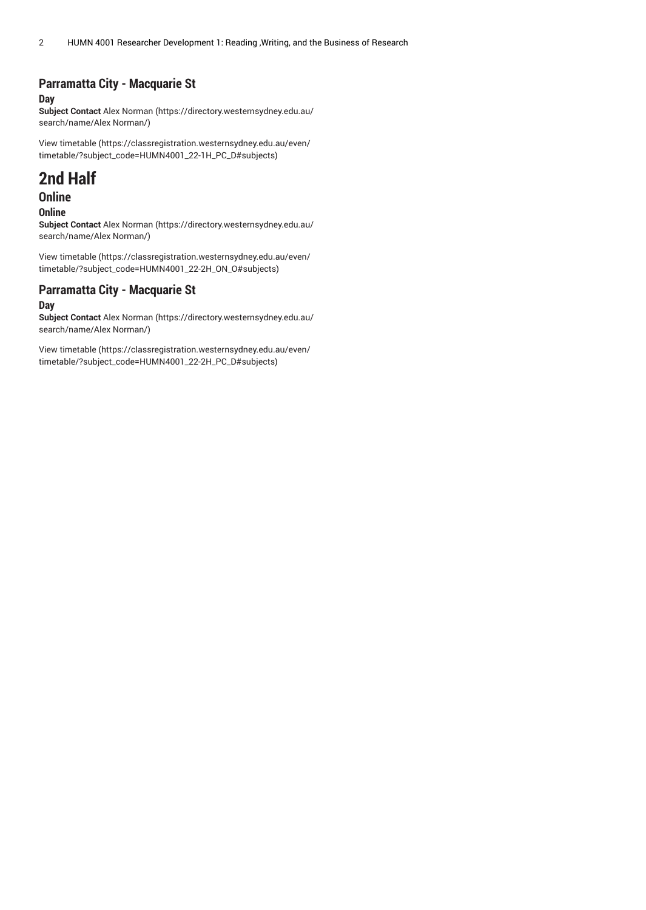### Parramatta City - Macquarie St

#### Day

**Subject Contact** Alex Norman (https://directory.westernsydney.edu.au/search/name/Alex Norman/)

View timetable (https://classregistration.westernsydney.edu.au/even/timetable/?subject_code=HUMN4001_22-1H_PC_D#subjects)

## 2nd Half

### Online

#### Online

**Subject Contact** Alex Norman (https://directory.westernsydney.edu.au/search/name/Alex Norman/)

View timetable (https://classregistration.westernsydney.edu.au/even/timetable/?subject_code=HUMN4001_22-2H_ON_O#subjects)

### Parramatta City - Macquarie St

#### Day

**Subject Contact** Alex Norman (https://directory.westernsydney.edu.au/search/name/Alex Norman/)

View timetable (https://classregistration.westernsydney.edu.au/even/timetable/?subject_code=HUMN4001_22-2H_PC_D#subjects)